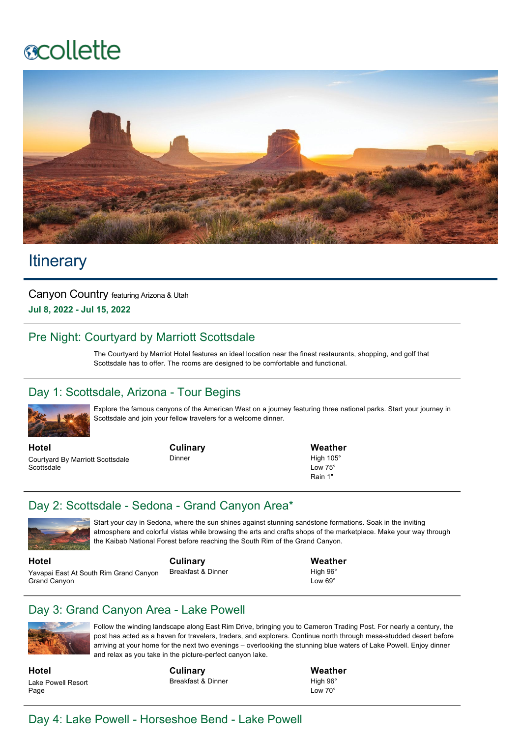collette

# Itinerary

Canyon Country featuring Arizona & Utah

**Jul 8, 2022 - Jul 15, 2022**

## Pre Night: Courtyard by Marriott Scottsdale

The Courtyard by Marriot Hotel features an ideal location near the finest restaurants, shopping, and golf that Scottsdale has to offer. The rooms are designed to be comfortable and functional.

## Day 1: Scottsdale, Arizona - Tour Begins

Explore the famous canyons of the American West on a journey featuring three national parks. Start your journey in Scottsdale and join your fellow travelers for a welcome dinner.

**Hotel**
Courtyard By Marriott Scottsdale
Scottsdale

**Culinary**
Dinner

**Weather**
High 105°
Low 75°
Rain 1"

## Day 2: Scottsdale - Sedona - Grand Canyon Area*

Start your day in Sedona, where the sun shines against stunning sandstone formations. Soak in the inviting atmosphere and colorful vistas while browsing the arts and crafts shops of the marketplace. Make your way through the Kaibab National Forest before reaching the South Rim of the Grand Canyon.

**Hotel**
Yavapai East At South Rim Grand Canyon
Grand Canyon

**Culinary**
Breakfast & Dinner

**Weather**
High 96°
Low 69°

## Day 3: Grand Canyon Area - Lake Powell

Follow the winding landscape along East Rim Drive, bringing you to Cameron Trading Post. For nearly a century, the post has acted as a haven for travelers, traders, and explorers. Continue north through mesa-studded desert before arriving at your home for the next two evenings – overlooking the stunning blue waters of Lake Powell. Enjoy dinner and relax as you take in the picture-perfect canyon lake.

**Hotel**
Lake Powell Resort
Page

**Culinary**
Breakfast & Dinner

**Weather**
High 96°
Low 70°

## Day 4: Lake Powell - Horseshoe Bend - Lake Powell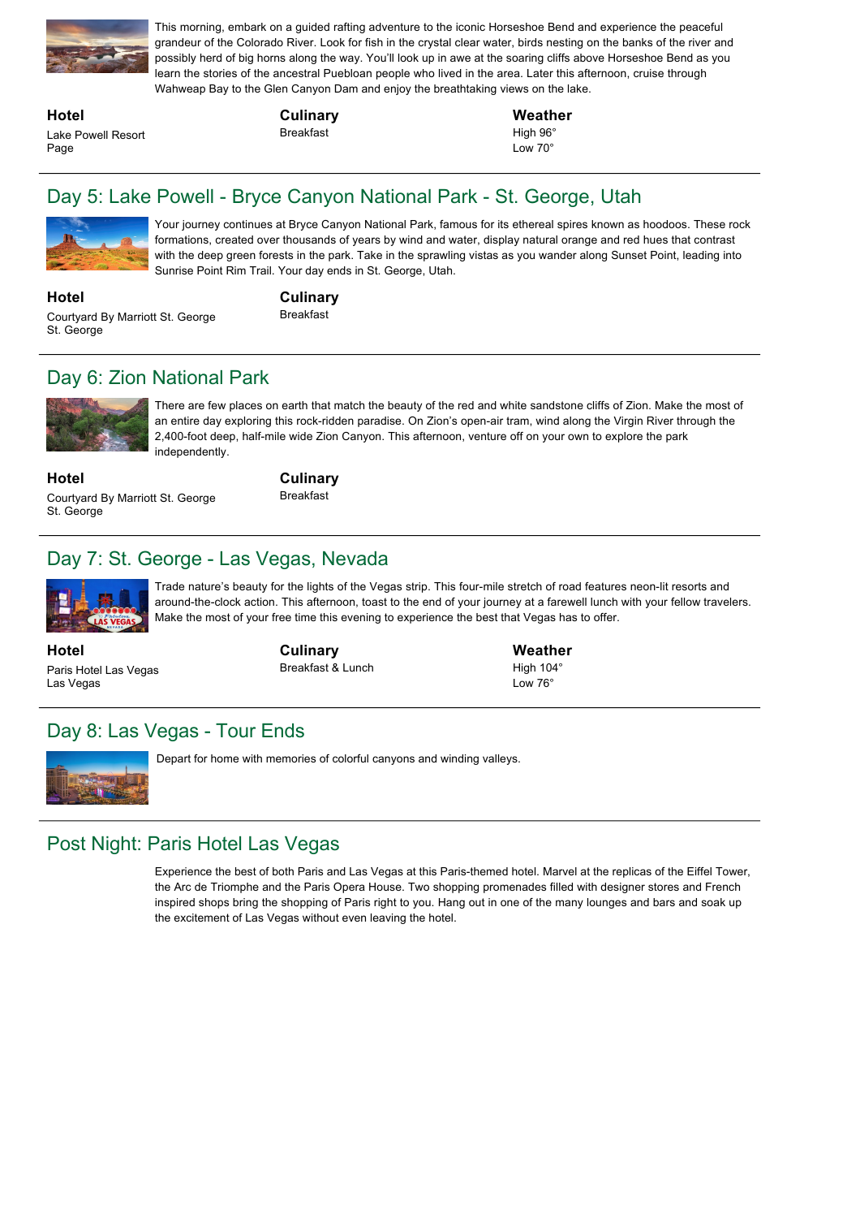This morning, embark on a guided rafting adventure to the iconic Horseshoe Bend and experience the peaceful grandeur of the Colorado River. Look for fish in the crystal clear water, birds nesting on the banks of the river and possibly herd of big horns along the way. You'll look up in awe at the soaring cliffs above Horseshoe Bend as you learn the stories of the ancestral Puebloan people who lived in the area. Later this afternoon, cruise through Wahweap Bay to the Glen Canyon Dam and enjoy the breathtaking views on the lake.

**Hotel**
Lake Powell Resort
Page

**Culinary**
Breakfast

**Weather**
High 96°
Low 70°

## Day 5: Lake Powell - Bryce Canyon National Park - St. George, Utah

Your journey continues at Bryce Canyon National Park, famous for its ethereal spires known as hoodoos. These rock formations, created over thousands of years by wind and water, display natural orange and red hues that contrast with the deep green forests in the park. Take in the sprawling vistas as you wander along Sunset Point, leading into Sunrise Point Rim Trail. Your day ends in St. George, Utah.

**Hotel**
Courtyard By Marriott St. George
St. George

**Culinary**
Breakfast

## Day 6: Zion National Park

There are few places on earth that match the beauty of the red and white sandstone cliffs of Zion. Make the most of an entire day exploring this rock-ridden paradise. On Zion's open-air tram, wind along the Virgin River through the 2,400-foot deep, half-mile wide Zion Canyon. This afternoon, venture off on your own to explore the park independently.

**Hotel**
Courtyard By Marriott St. George
St. George

**Culinary**
Breakfast

## Day 7: St. George - Las Vegas, Nevada

Trade nature's beauty for the lights of the Vegas strip. This four-mile stretch of road features neon-lit resorts and around-the-clock action. This afternoon, toast to the end of your journey at a farewell lunch with your fellow travelers. Make the most of your free time this evening to experience the best that Vegas has to offer.

**Hotel**
Paris Hotel Las Vegas
Las Vegas

**Culinary**
Breakfast & Lunch

**Weather**
High 104°
Low 76°

## Day 8: Las Vegas - Tour Ends

Depart for home with memories of colorful canyons and winding valleys.

## Post Night: Paris Hotel Las Vegas

Experience the best of both Paris and Las Vegas at this Paris-themed hotel. Marvel at the replicas of the Eiffel Tower, the Arc de Triomphe and the Paris Opera House. Two shopping promenades filled with designer stores and French inspired shops bring the shopping of Paris right to you. Hang out in one of the many lounges and bars and soak up the excitement of Las Vegas without even leaving the hotel.